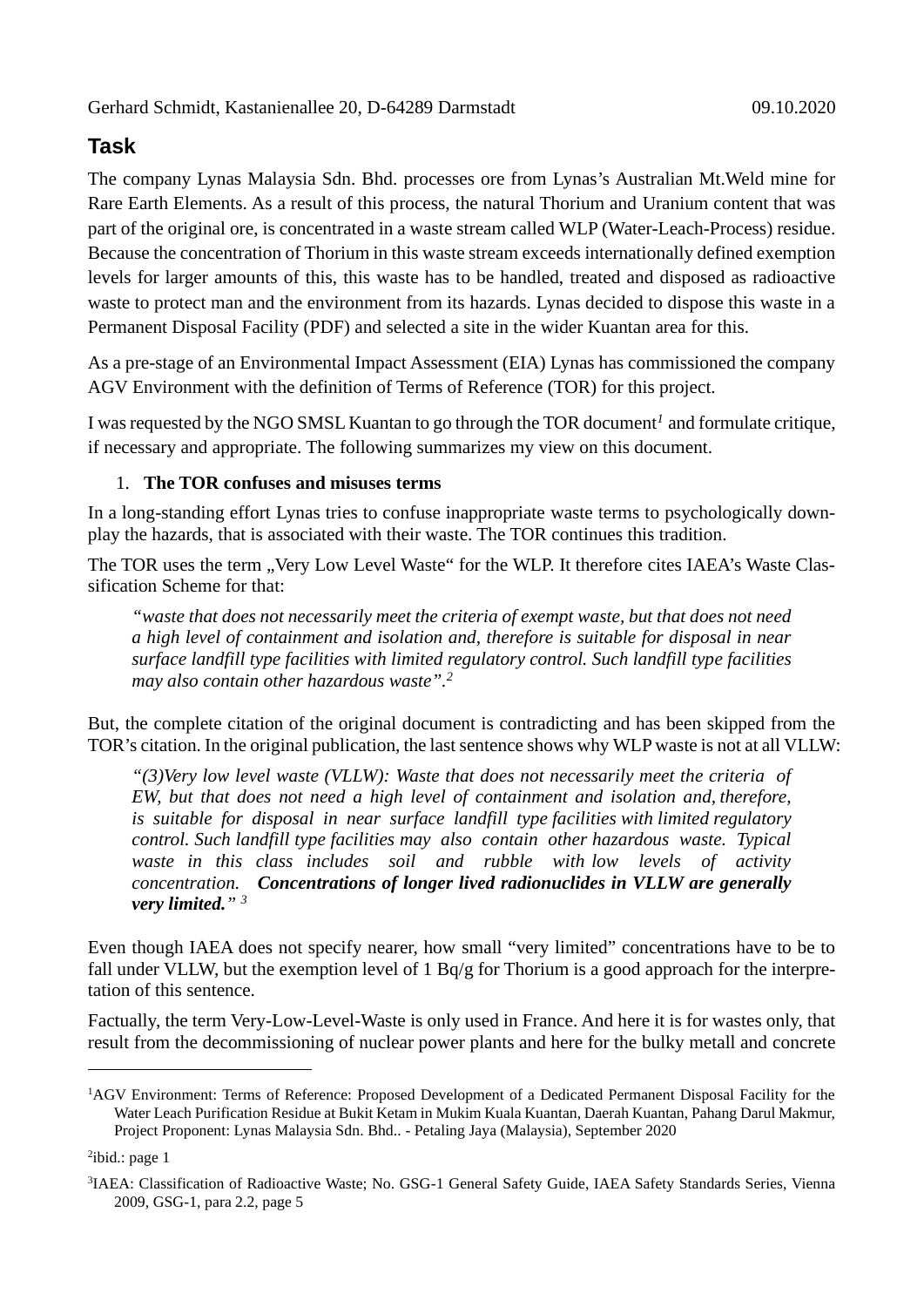Gerhard Schmidt, Kastanienallee 20, D-64289 Darmstadt 09.10.2020

## Task

The company Lynas Malaysia Sdn. Bhd. processes ore from Lynas's Australian Mt.Weld mine for Rare Earth Elements. As a result of this process, the natural Thorium and Uranium content that was part of the original ore, is concentrated in a waste stream called WLP (Water-Leach-Process) residue. Because the concentration of Thorium in this waste stream exceeds internationally defined exemption levels for larger amounts of this, this waste has to be handled, treated and disposed as radioactive waste to protect man and the environment from its hazards. Lynas decided to dispose this waste in a Permanent Disposal Facility (PDF) and selected a site in the wider Kuantan area for this.

As a pre-stage of an Environmental Impact Assessment (EIA) Lynas has commissioned the company AGV Environment with the definition of Terms of Reference (TOR) for this project.

I was requested by the NGO SMSL Kuantan to go through the TOR document[1] and formulate critique, if necessary and appropriate. The following summarizes my view on this document.

1. **The TOR confuses and misuses terms**

In a long-standing effort Lynas tries to confuse inappropriate waste terms to psychologically downplay the hazards, that is associated with their waste. The TOR continues this tradition.

The TOR uses the term „Very Low Level Waste" for the WLP. It therefore cites IAEA's Waste Classification Scheme for that:

> *"waste that does not necessarily meet the criteria of exempt waste, but that does not need a high level of containment and isolation and, therefore is suitable for disposal in near surface landfill type facilities with limited regulatory control. Such landfill type facilities may also contain other hazardous waste".*[2]

But, the complete citation of the original document is contradicting and has been skipped from the TOR's citation. In the original publication, the last sentence shows why WLP waste is not at all VLLW:

> *"(3)Very low level waste (VLLW): Waste that does not necessarily meet the criteria of EW, but that does not need a high level of containment and isolation and, therefore, is suitable for disposal in near surface landfill type facilities with limited regulatory control. Such landfill type facilities may also contain other hazardous waste. Typical waste in this class includes soil and rubble with low levels of activity concentration.* ***Concentrations of longer lived radionuclides in VLLW are generally very limited.****"* [3]

Even though IAEA does not specify nearer, how small "very limited" concentrations have to be to fall under VLLW, but the exemption level of 1 Bq/g for Thorium is a good approach for the interpretation of this sentence.

Factually, the term Very-Low-Level-Waste is only used in France. And here it is for wastes only, that result from the decommissioning of nuclear power plants and here for the bulky metall and concrete

---

[1] AGV Environment: Terms of Reference: Proposed Development of a Dedicated Permanent Disposal Facility for the Water Leach Purification Residue at Bukit Ketam in Mukim Kuala Kuantan, Daerah Kuantan, Pahang Darul Makmur, Project Proponent: Lynas Malaysia Sdn. Bhd.. - Petaling Jaya (Malaysia), September 2020

[2] ibid.: page 1

[3] IAEA: Classification of Radioactive Waste; No. GSG-1 General Safety Guide, IAEA Safety Standards Series, Vienna 2009, GSG-1, para 2.2, page 5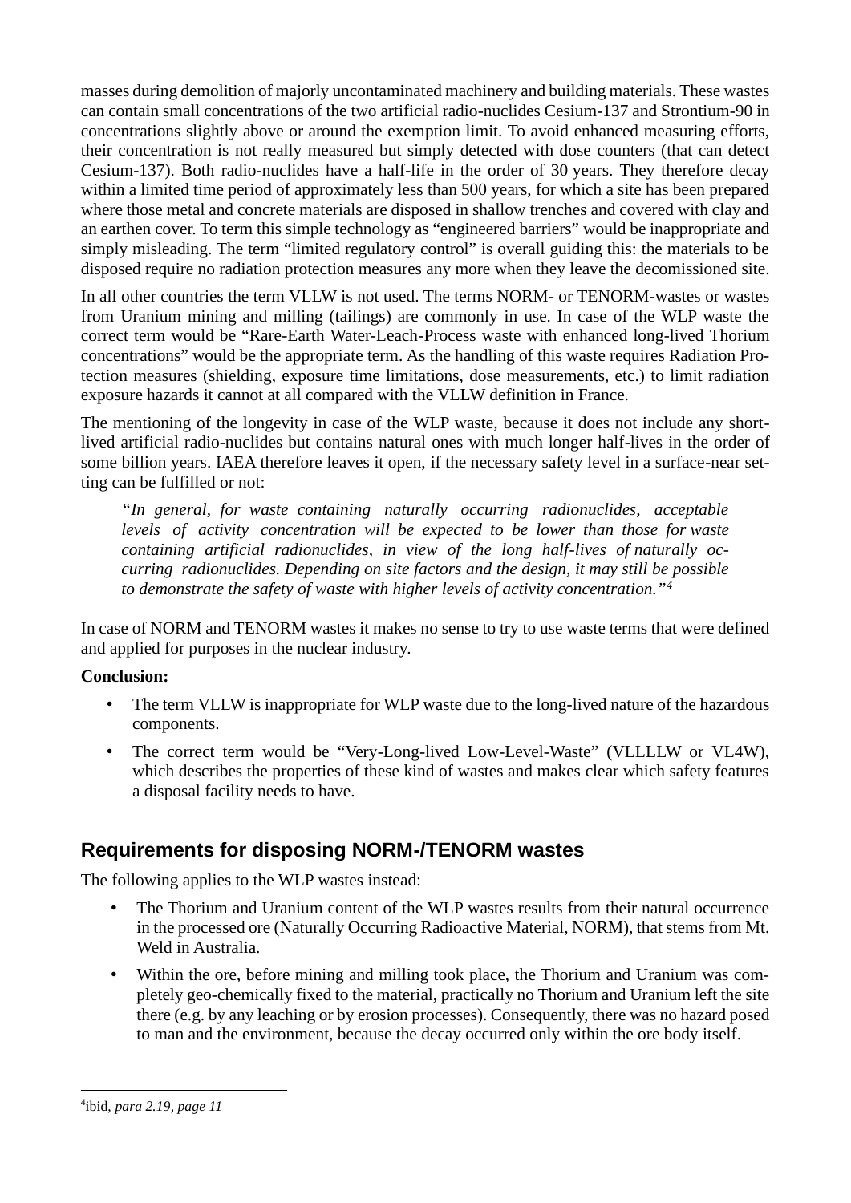masses during demolition of majorly uncontaminated machinery and building materials. These wastes can contain small concentrations of the two artificial radio-nuclides Cesium-137 and Strontium-90 in concentrations slightly above or around the exemption limit. To avoid enhanced measuring efforts, their concentration is not really measured but simply detected with dose counters (that can detect Cesium-137). Both radio-nuclides have a half-life in the order of 30 years. They therefore decay within a limited time period of approximately less than 500 years, for which a site has been prepared where those metal and concrete materials are disposed in shallow trenches and covered with clay and an earthen cover. To term this simple technology as "engineered barriers" would be inappropriate and simply misleading. The term "limited regulatory control" is overall guiding this: the materials to be disposed require no radiation protection measures any more when they leave the decomissioned site.

In all other countries the term VLLW is not used. The terms NORM- or TENORM-wastes or wastes from Uranium mining and milling (tailings) are commonly in use. In case of the WLP waste the correct term would be "Rare-Earth Water-Leach-Process waste with enhanced long-lived Thorium concentrations" would be the appropriate term. As the handling of this waste requires Radiation Protection measures (shielding, exposure time limitations, dose measurements, etc.) to limit radiation exposure hazards it cannot at all compared with the VLLW definition in France.

The mentioning of the longevity in case of the WLP waste, because it does not include any short-lived artificial radio-nuclides but contains natural ones with much longer half-lives in the order of some billion years. IAEA therefore leaves it open, if the necessary safety level in a surface-near setting can be fulfilled or not:

> *"In general, for waste containing naturally occurring radionuclides, acceptable levels of activity concentration will be expected to be lower than those for waste containing artificial radionuclides, in view of the long half-lives of naturally occurring radionuclides. Depending on site factors and the design, it may still be possible to demonstrate the safety of waste with higher levels of activity concentration."*[4]

In case of NORM and TENORM wastes it makes no sense to try to use waste terms that were defined and applied for purposes in the nuclear industry.

**Conclusion:**

- The term VLLW is inappropriate for WLP waste due to the long-lived nature of the hazardous components.
- The correct term would be "Very-Long-lived Low-Level-Waste" (VLLLLW or VL4W), which describes the properties of these kind of wastes and makes clear which safety features a disposal facility needs to have.

## Requirements for disposing NORM-/TENORM wastes

The following applies to the WLP wastes instead:

- The Thorium and Uranium content of the WLP wastes results from their natural occurrence in the processed ore (Naturally Occurring Radioactive Material, NORM), that stems from Mt. Weld in Australia.
- Within the ore, before mining and milling took place, the Thorium and Uranium was completely geo-chemically fixed to the material, practically no Thorium and Uranium left the site there (e.g. by any leaching or by erosion processes). Consequently, there was no hazard posed to man and the environment, because the decay occurred only within the ore body itself.

---

[4] ibid, *para 2.19, page 11*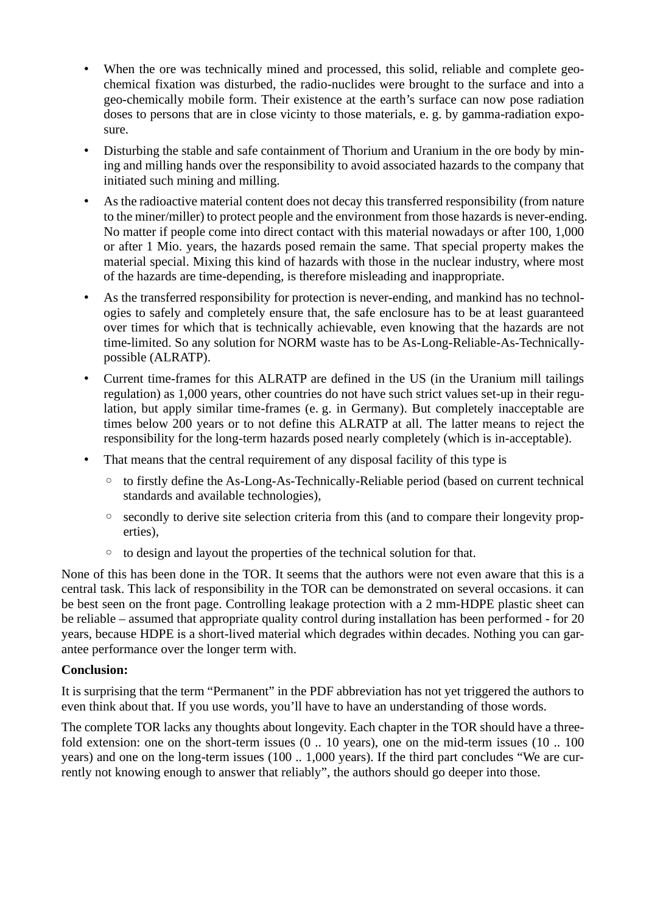- When the ore was technically mined and processed, this solid, reliable and complete geochemical fixation was disturbed, the radio-nuclides were brought to the surface and into a geo-chemically mobile form. Their existence at the earth's surface can now pose radiation doses to persons that are in close vicinty to those materials, e. g. by gamma-radiation exposure.
- Disturbing the stable and safe containment of Thorium and Uranium in the ore body by mining and milling hands over the responsibility to avoid associated hazards to the company that initiated such mining and milling.
- As the radioactive material content does not decay this transferred responsibility (from nature to the miner/miller) to protect people and the environment from those hazards is never-ending. No matter if people come into direct contact with this material nowadays or after 100, 1,000 or after 1 Mio. years, the hazards posed remain the same. That special property makes the material special. Mixing this kind of hazards with those in the nuclear industry, where most of the hazards are time-depending, is therefore misleading and inappropriate.
- As the transferred responsibility for protection is never-ending, and mankind has no technologies to safely and completely ensure that, the safe enclosure has to be at least guaranteed over times for which that is technically achievable, even knowing that the hazards are not time-limited. So any solution for NORM waste has to be As-Long-Reliable-As-Technically-possible (ALRATP).
- Current time-frames for this ALRATP are defined in the US (in the Uranium mill tailings regulation) as 1,000 years, other countries do not have such strict values set-up in their regulation, but apply similar time-frames (e. g. in Germany). But completely inacceptable are times below 200 years or to not define this ALRATP at all. The latter means to reject the responsibility for the long-term hazards posed nearly completely (which is in-acceptable).
- That means that the central requirement of any disposal facility of this type is
  - to firstly define the As-Long-As-Technically-Reliable period (based on current technical standards and available technologies),
  - secondly to derive site selection criteria from this (and to compare their longevity properties),
  - to design and layout the properties of the technical solution for that.

None of this has been done in the TOR. It seems that the authors were not even aware that this is a central task. This lack of responsibility in the TOR can be demonstrated on several occasions. it can be best seen on the front page. Controlling leakage protection with a 2 mm-HDPE plastic sheet can be reliable – assumed that appropriate quality control during installation has been performed - for 20 years, because HDPE is a short-lived material which degrades within decades. Nothing you can garantee performance over the longer term with.

**Conclusion:**

It is surprising that the term "Permanent" in the PDF abbreviation has not yet triggered the authors to even think about that. If you use words, you'll have to have an understanding of those words.

The complete TOR lacks any thoughts about longevity. Each chapter in the TOR should have a threefold extension: one on the short-term issues (0 .. 10 years), one on the mid-term issues (10 .. 100 years) and one on the long-term issues (100 .. 1,000 years). If the third part concludes "We are currently not knowing enough to answer that reliably", the authors should go deeper into those.